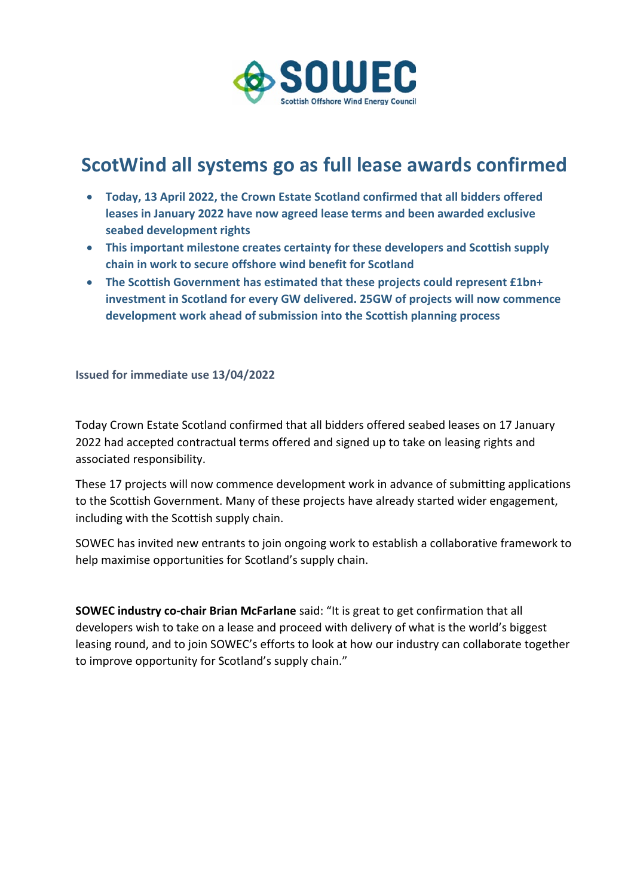# ScotWind all systems go as full lease awards confirmed

- **Today, 13 April 2022, the Crown Estate Scotland confirmed that all bidders offered leases in January 2022 have now agreed lease terms and been awarded exclusive seabed development rights**
- **This important milestone creates certainty for these developers and Scottish supply chain in work to secure offshore wind benefit for Scotland**
- **The Scottish Government has estimated that these projects could represent £1bn+ investment in Scotland for every GW delivered. 25GW of projects will now commence development work ahead of submission into the Scottish planning process**

**Issued for immediate use 13/04/2022**

Today Crown Estate Scotland confirmed that all bidders offered seabed leases on 17 January 2022 had accepted contractual terms offered and signed up to take on leasing rights and associated responsibility.

These 17 projects will now commence development work in advance of submitting applications to the Scottish Government. Many of these projects have already started wider engagement, including with the Scottish supply chain.

SOWEC has invited new entrants to join ongoing work to establish a collaborative framework to help maximise opportunities for Scotland's supply chain.

**SOWEC industry co-chair Brian McFarlane** said: "It is great to get confirmation that all developers wish to take on a lease and proceed with delivery of what is the world's biggest leasing round, and to join SOWEC's efforts to look at how our industry can collaborate together to improve opportunity for Scotland's supply chain."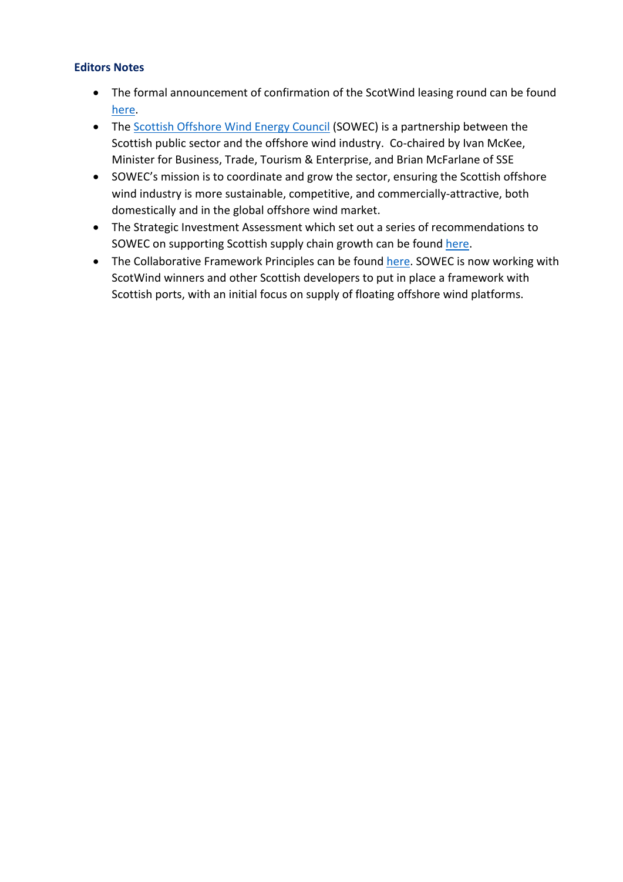**Editors Notes**

- The formal announcement of confirmation of the ScotWind leasing round can be found here.
- The Scottish Offshore Wind Energy Council (SOWEC) is a partnership between the Scottish public sector and the offshore wind industry. Co-chaired by Ivan McKee, Minister for Business, Trade, Tourism & Enterprise, and Brian McFarlane of SSE
- SOWEC's mission is to coordinate and grow the sector, ensuring the Scottish offshore wind industry is more sustainable, competitive, and commercially-attractive, both domestically and in the global offshore wind market.
- The Strategic Investment Assessment which set out a series of recommendations to SOWEC on supporting Scottish supply chain growth can be found here.
- The Collaborative Framework Principles can be found here. SOWEC is now working with ScotWind winners and other Scottish developers to put in place a framework with Scottish ports, with an initial focus on supply of floating offshore wind platforms.